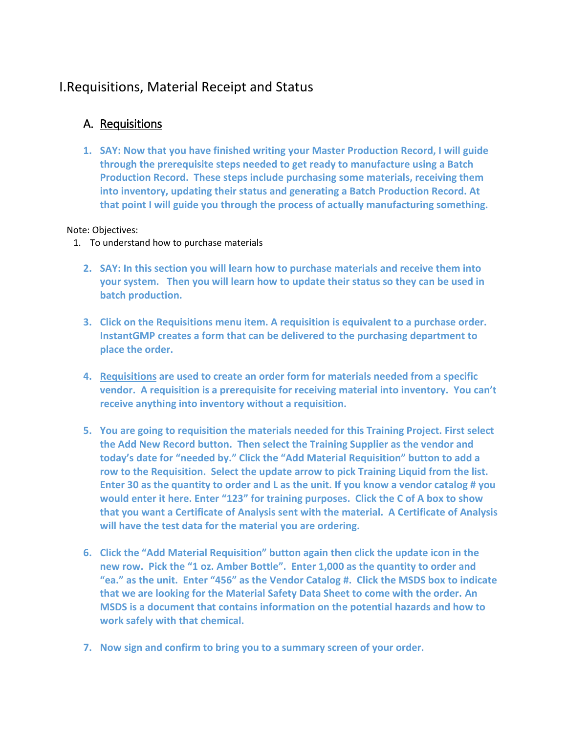# I.Requisitions, Material Receipt and Status

## A. Requisitions

1. **SAY: Now that you have finished writing your Master Production Record, I will guide through the prerequisite steps needed to get ready to manufacture using a Batch Production Record. These steps include purchasing some materials, receiving them into inventory, updating their status and generating a Batch Production Record. At that point I will guide you through the process of actually manufacturing something.**

Note: Objectives:

1. To understand how to purchase materials

2. **SAY: In this section you will learn how to purchase materials and receive them into your system. Then you will learn how to update their status so they can be used in batch production.**

3. **Click on the Requisitions menu item. A requisition is equivalent to a purchase order. InstantGMP creates a form that can be delivered to the purchasing department to place the order.**

4. **Requisitions are used to create an order form for materials needed from a specific vendor. A requisition is a prerequisite for receiving material into inventory. You can't receive anything into inventory without a requisition.**

5. **You are going to requisition the materials needed for this Training Project. First select the Add New Record button. Then select the Training Supplier as the vendor and today's date for "needed by." Click the "Add Material Requisition" button to add a row to the Requisition. Select the update arrow to pick Training Liquid from the list. Enter 30 as the quantity to order and L as the unit. If you know a vendor catalog # you would enter it here. Enter "123" for training purposes. Click the C of A box to show that you want a Certificate of Analysis sent with the material. A Certificate of Analysis will have the test data for the material you are ordering.**

6. **Click the "Add Material Requisition" button again then click the update icon in the new row. Pick the "1 oz. Amber Bottle". Enter 1,000 as the quantity to order and "ea." as the unit. Enter "456" as the Vendor Catalog #. Click the MSDS box to indicate that we are looking for the Material Safety Data Sheet to come with the order. An MSDS is a document that contains information on the potential hazards and how to work safely with that chemical.**

7. **Now sign and confirm to bring you to a summary screen of your order.**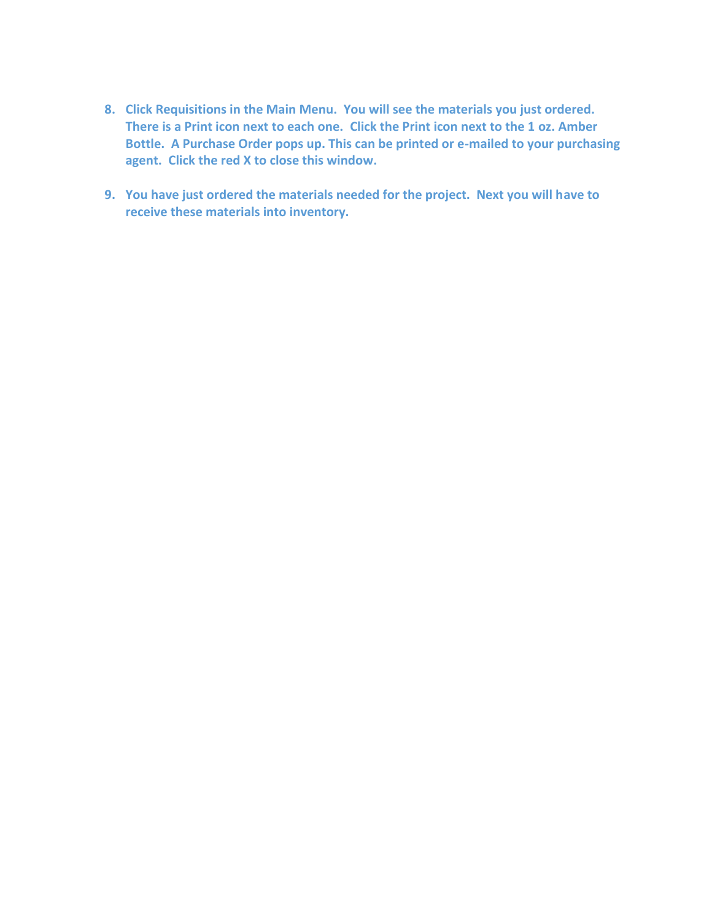8. **Click Requisitions in the Main Menu. You will see the materials you just ordered. There is a Print icon next to each one. Click the Print icon next to the 1 oz. Amber Bottle. A Purchase Order pops up. This can be printed or e-mailed to your purchasing agent. Click the red X to close this window.**

9. **You have just ordered the materials needed for the project. Next you will have to receive these materials into inventory.**